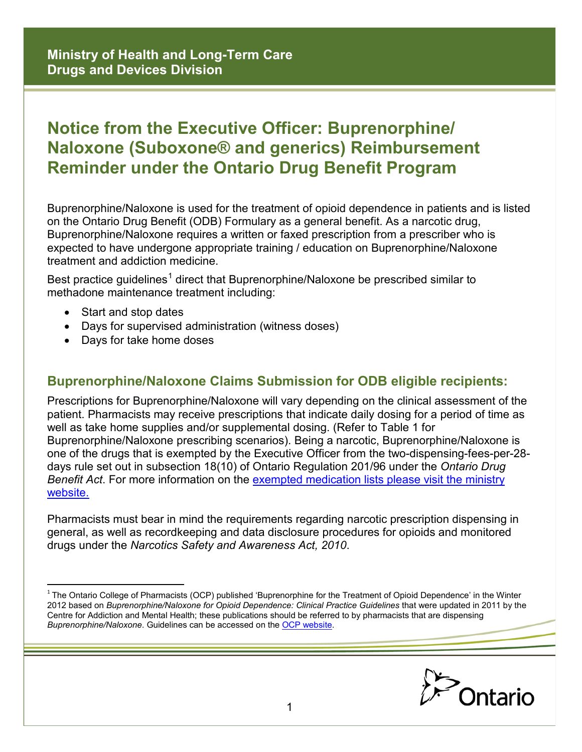**Ministry of Health and Long-Term Care**
**Drugs and Devices Division**

# Notice from the Executive Officer: Buprenorphine/ Naloxone (Suboxone® and generics) Reimbursement Reminder under the Ontario Drug Benefit Program

Buprenorphine/Naloxone is used for the treatment of opioid dependence in patients and is listed on the Ontario Drug Benefit (ODB) Formulary as a general benefit. As a narcotic drug, Buprenorphine/Naloxone requires a written or faxed prescription from a prescriber who is expected to have undergone appropriate training / education on Buprenorphine/Naloxone treatment and addiction medicine.

Best practice guidelines[1] direct that Buprenorphine/Naloxone be prescribed similar to methadone maintenance treatment including:

- Start and stop dates
- Days for supervised administration (witness doses)
- Days for take home doses

## Buprenorphine/Naloxone Claims Submission for ODB eligible recipients:

Prescriptions for Buprenorphine/Naloxone will vary depending on the clinical assessment of the patient. Pharmacists may receive prescriptions that indicate daily dosing for a period of time as well as take home supplies and/or supplemental dosing. (Refer to Table 1 for Buprenorphine/Naloxone prescribing scenarios). Being a narcotic, Buprenorphine/Naloxone is one of the drugs that is exempted by the Executive Officer from the two-dispensing-fees-per-28-days rule set out in subsection 18(10) of Ontario Regulation 201/96 under the *Ontario Drug Benefit Act*. For more information on the exempted medication lists please visit the ministry website.

Pharmacists must bear in mind the requirements regarding narcotic prescription dispensing in general, as well as recordkeeping and data disclosure procedures for opioids and monitored drugs under the *Narcotics Safety and Awareness Act, 2010*.

---

[1] The Ontario College of Pharmacists (OCP) published 'Buprenorphine for the Treatment of Opioid Dependence' in the Winter 2012 based on *Buprenorphine/Naloxone for Opioid Dependence: Clinical Practice Guidelines* that were updated in 2011 by the Centre for Addiction and Mental Health; these publications should be referred to by pharmacists that are dispensing *Buprenorphine/Naloxone*. Guidelines can be accessed on the OCP website.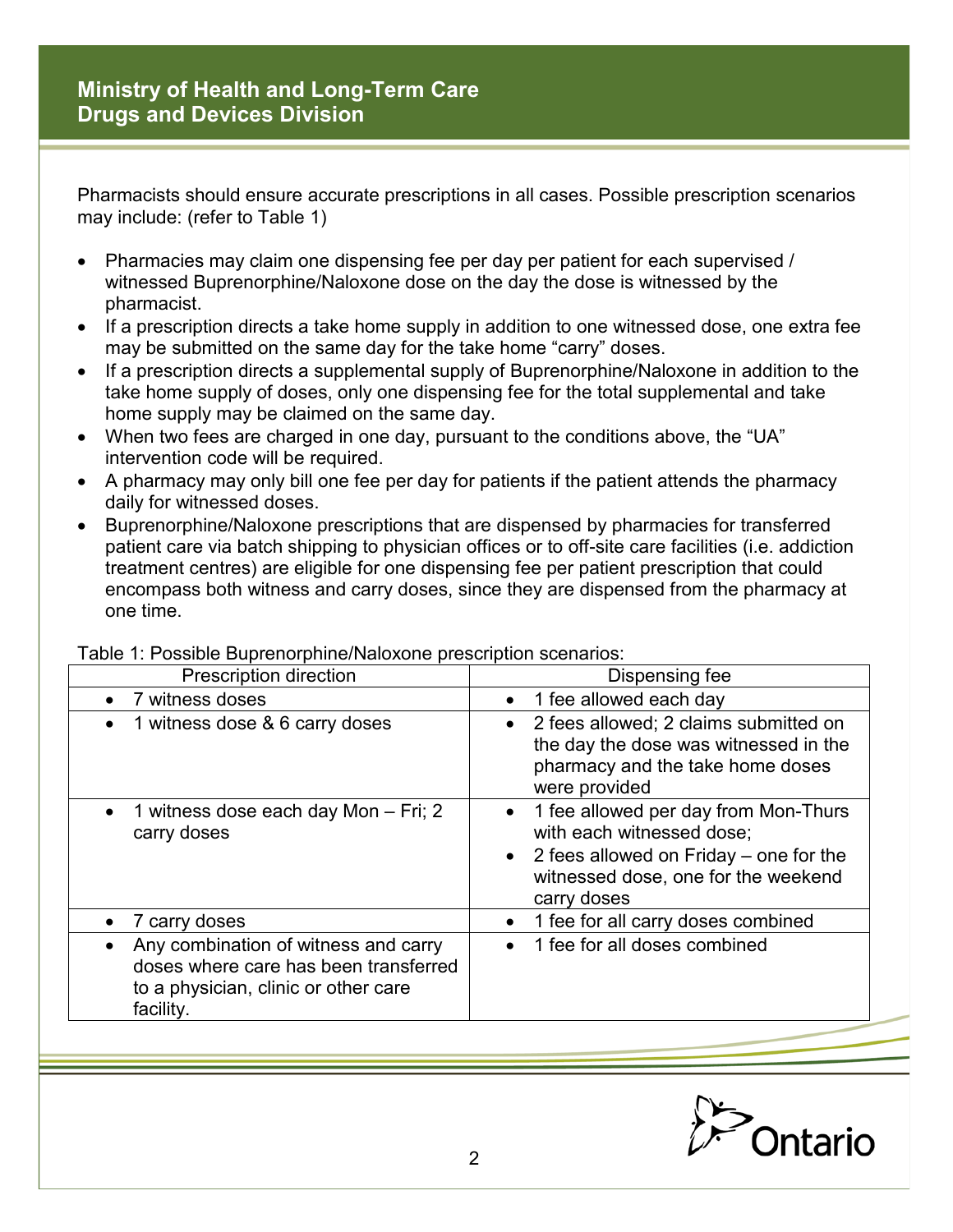Pharmacists should ensure accurate prescriptions in all cases. Possible prescription scenarios may include: (refer to Table 1)

- Pharmacies may claim one dispensing fee per day per patient for each supervised / witnessed Buprenorphine/Naloxone dose on the day the dose is witnessed by the pharmacist.
- If a prescription directs a take home supply in addition to one witnessed dose, one extra fee may be submitted on the same day for the take home "carry" doses.
- If a prescription directs a supplemental supply of Buprenorphine/Naloxone in addition to the take home supply of doses, only one dispensing fee for the total supplemental and take home supply may be claimed on the same day.
- When two fees are charged in one day, pursuant to the conditions above, the "UA" intervention code will be required.
- A pharmacy may only bill one fee per day for patients if the patient attends the pharmacy daily for witnessed doses.
- Buprenorphine/Naloxone prescriptions that are dispensed by pharmacies for transferred patient care via batch shipping to physician offices or to off-site care facilities (i.e. addiction treatment centres) are eligible for one dispensing fee per patient prescription that could encompass both witness and carry doses, since they are dispensed from the pharmacy at one time.

Table 1: Possible Buprenorphine/Naloxone prescription scenarios:

| Prescription direction | Dispensing fee |
|---|---|
| • 7 witness doses | • 1 fee allowed each day |
| • 1 witness dose & 6 carry doses | • 2 fees allowed; 2 claims submitted on the day the dose was witnessed in the pharmacy and the take home doses were provided |
| • 1 witness dose each day Mon – Fri; 2 carry doses | • 1 fee allowed per day from Mon-Thurs with each witnessed dose;<br>• 2 fees allowed on Friday – one for the witnessed dose, one for the weekend carry doses |
| • 7 carry doses | • 1 fee for all carry doses combined |
| • Any combination of witness and carry doses where care has been transferred to a physician, clinic or other care facility. | • 1 fee for all doses combined |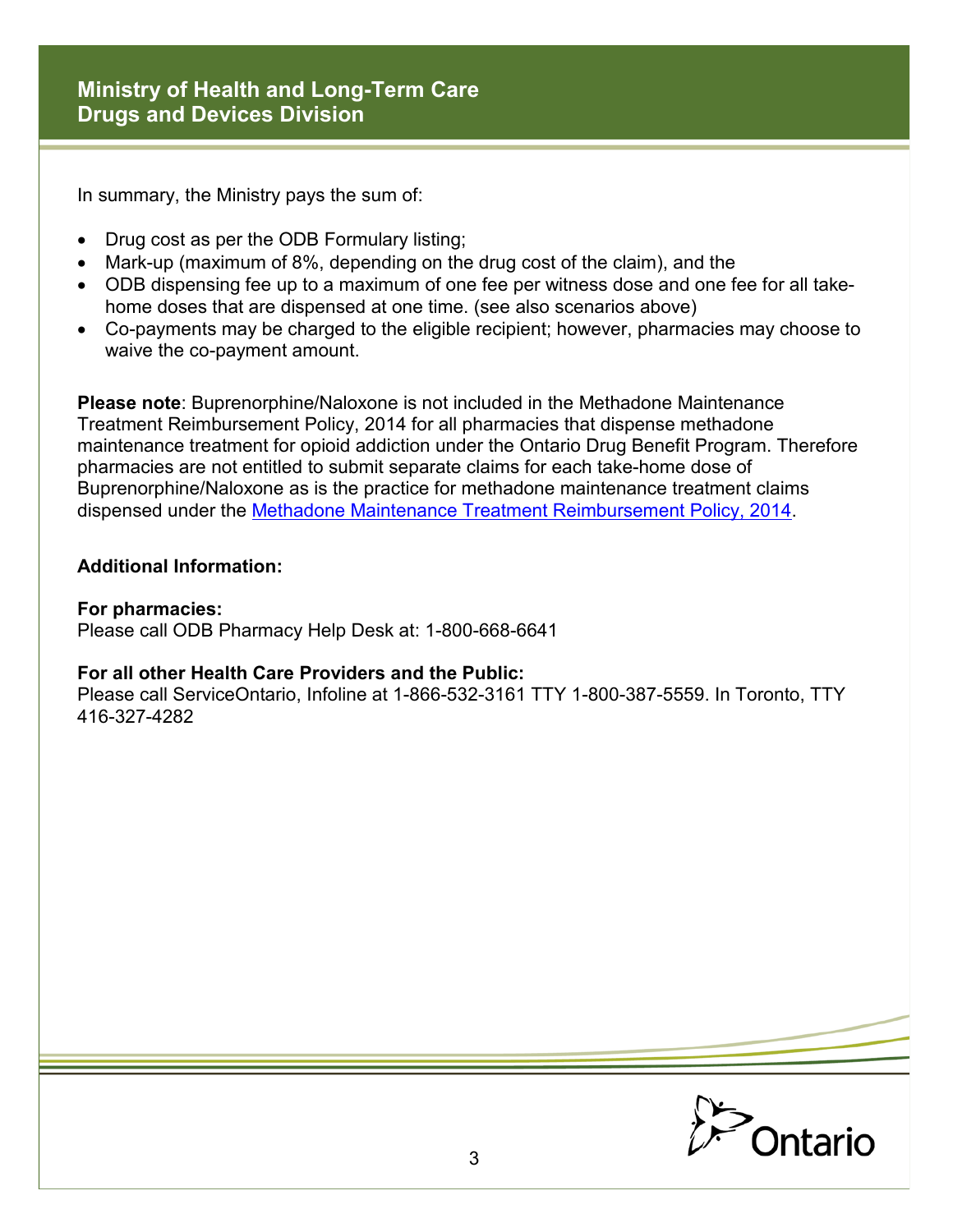In summary, the Ministry pays the sum of:

- Drug cost as per the ODB Formulary listing;
- Mark-up (maximum of 8%, depending on the drug cost of the claim), and the
- ODB dispensing fee up to a maximum of one fee per witness dose and one fee for all take-home doses that are dispensed at one time. (see also scenarios above)
- Co-payments may be charged to the eligible recipient; however, pharmacies may choose to waive the co-payment amount.

**Please note**: Buprenorphine/Naloxone is not included in the Methadone Maintenance Treatment Reimbursement Policy, 2014 for all pharmacies that dispense methadone maintenance treatment for opioid addiction under the Ontario Drug Benefit Program. Therefore pharmacies are not entitled to submit separate claims for each take-home dose of Buprenorphine/Naloxone as is the practice for methadone maintenance treatment claims dispensed under the Methadone Maintenance Treatment Reimbursement Policy, 2014.

**Additional Information:**

**For pharmacies:**
Please call ODB Pharmacy Help Desk at: 1-800-668-6641

**For all other Health Care Providers and the Public:**
Please call ServiceOntario, Infoline at 1-866-532-3161 TTY 1-800-387-5559. In Toronto, TTY 416-327-4282